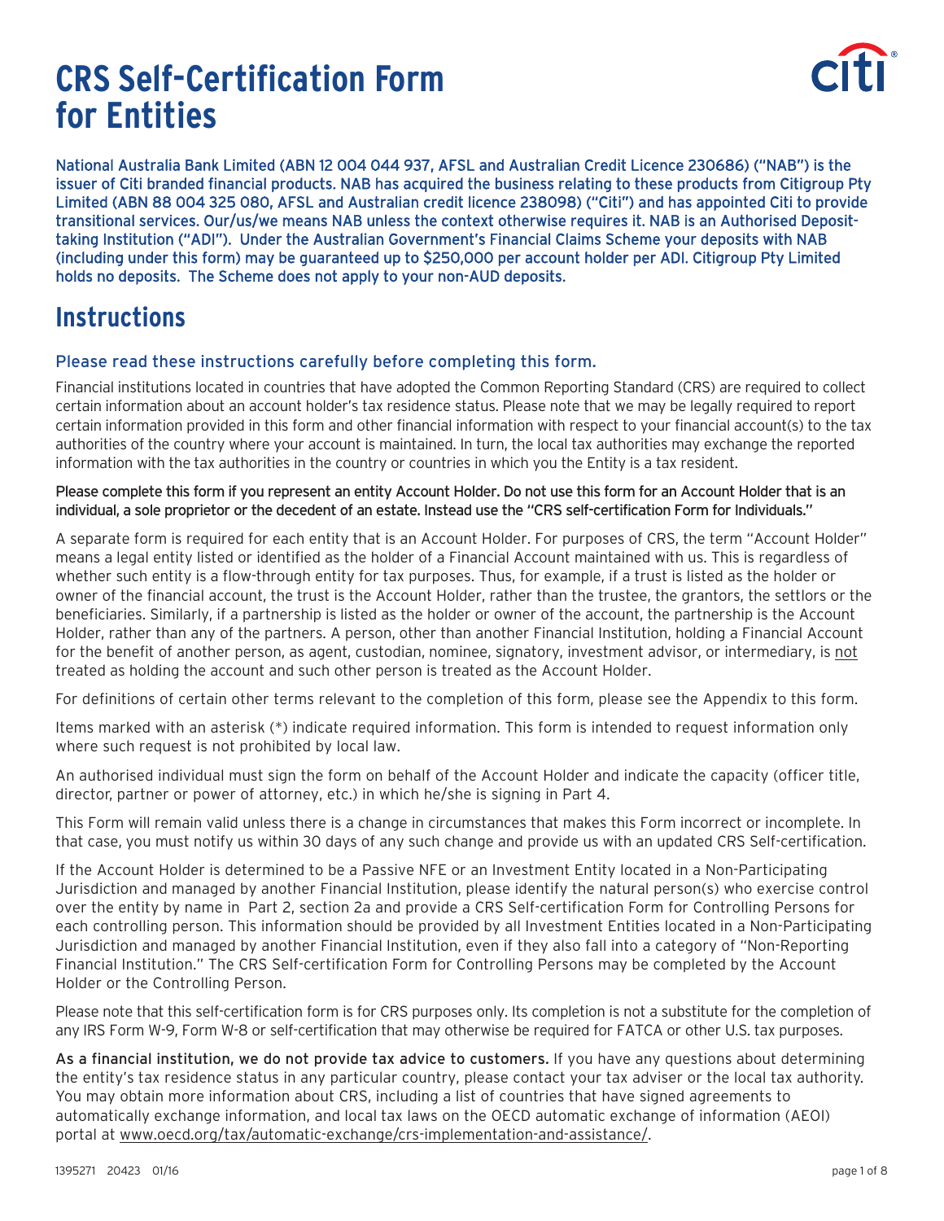# CRS Self-Certification Form for Entities

National Australia Bank Limited (ABN 12 004 044 937, AFSL and Australian Credit Licence 230686) ("NAB") is the issuer of Citi branded financial products. NAB has acquired the business relating to these products from Citigroup Pty Limited (ABN 88 004 325 080, AFSL and Australian credit licence 238098) ("Citi") and has appointed Citi to provide transitional services. Our/us/we means NAB unless the context otherwise requires it. NAB is an Authorised Deposit-taking Institution ("ADI"). Under the Australian Government's Financial Claims Scheme your deposits with NAB (including under this form) may be guaranteed up to $250,000 per account holder per ADI. Citigroup Pty Limited holds no deposits. The Scheme does not apply to your non-AUD deposits.

## Instructions

### Please read these instructions carefully before completing this form.

Financial institutions located in countries that have adopted the Common Reporting Standard (CRS) are required to collect certain information about an account holder's tax residence status. Please note that we may be legally required to report certain information provided in this form and other financial information with respect to your financial account(s) to the tax authorities of the country where your account is maintained. In turn, the local tax authorities may exchange the reported information with the tax authorities in the country or countries in which you the Entity is a tax resident.

**Please complete this form if you represent an entity Account Holder. Do not use this form for an Account Holder that is an individual, a sole proprietor or the decedent of an estate. Instead use the "CRS self-certification Form for Individuals."**

A separate form is required for each entity that is an Account Holder. For purposes of CRS, the term "Account Holder" means a legal entity listed or identified as the holder of a Financial Account maintained with us. This is regardless of whether such entity is a flow-through entity for tax purposes. Thus, for example, if a trust is listed as the holder or owner of the financial account, the trust is the Account Holder, rather than the trustee, the grantors, the settlors or the beneficiaries. Similarly, if a partnership is listed as the holder or owner of the account, the partnership is the Account Holder, rather than any of the partners. A person, other than another Financial Institution, holding a Financial Account for the benefit of another person, as agent, custodian, nominee, signatory, investment advisor, or intermediary, is not treated as holding the account and such other person is treated as the Account Holder.

For definitions of certain other terms relevant to the completion of this form, please see the Appendix to this form.

Items marked with an asterisk (*) indicate required information. This form is intended to request information only where such request is not prohibited by local law.

An authorised individual must sign the form on behalf of the Account Holder and indicate the capacity (officer title, director, partner or power of attorney, etc.) in which he/she is signing in Part 4.

This Form will remain valid unless there is a change in circumstances that makes this Form incorrect or incomplete. In that case, you must notify us within 30 days of any such change and provide us with an updated CRS Self-certification.

If the Account Holder is determined to be a Passive NFE or an Investment Entity located in a Non-Participating Jurisdiction and managed by another Financial Institution, please identify the natural person(s) who exercise control over the entity by name in Part 2, section 2a and provide a CRS Self-certification Form for Controlling Persons for each controlling person. This information should be provided by all Investment Entities located in a Non-Participating Jurisdiction and managed by another Financial Institution, even if they also fall into a category of "Non-Reporting Financial Institution." The CRS Self-certification Form for Controlling Persons may be completed by the Account Holder or the Controlling Person.

Please note that this self-certification form is for CRS purposes only. Its completion is not a substitute for the completion of any IRS Form W-9, Form W-8 or self-certification that may otherwise be required for FATCA or other U.S. tax purposes.

**As a financial institution, we do not provide tax advice to customers.** If you have any questions about determining the entity's tax residence status in any particular country, please contact your tax adviser or the local tax authority. You may obtain more information about CRS, including a list of countries that have signed agreements to automatically exchange information, and local tax laws on the OECD automatic exchange of information (AEOI) portal at www.oecd.org/tax/automatic-exchange/crs-implementation-and-assistance/.

1395271 20423 01/16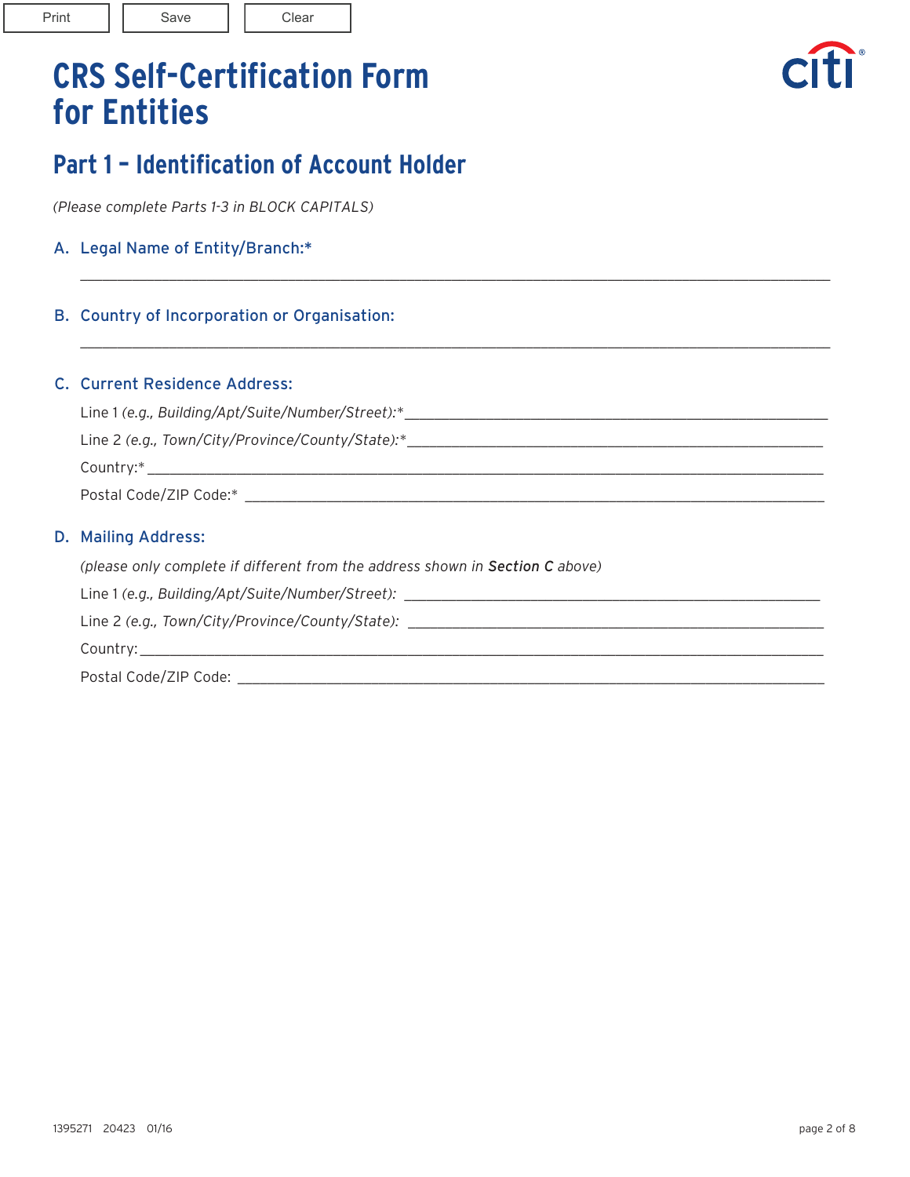# CRS Self-Certification Form for Entities

## Part 1 – Identification of Account Holder

*(Please complete Parts 1-3 in BLOCK CAPITALS)*

### A. Legal Name of Entity/Branch:*

______________________________________________________________________________

### B. Country of Incorporation or Organisation:

______________________________________________________________________________

### C. Current Residence Address:

Line 1 *(e.g., Building/Apt/Suite/Number/Street):** ____________________________________________

Line 2 *(e.g., Town/City/Province/County/State):** ____________________________________________

Country:* ______________________________________________________________________

Postal Code/ZIP Code:* __________________________________________________________

### D. Mailing Address:

*(please only complete if different from the address shown in **Section C** above)*

Line 1 *(e.g., Building/Apt/Suite/Number/Street):* ____________________________________________

Line 2 *(e.g., Town/City/Province/County/State):* ____________________________________________

Country: _______________________________________________________________________

Postal Code/ZIP Code: ___________________________________________________________

1395271 20423 01/16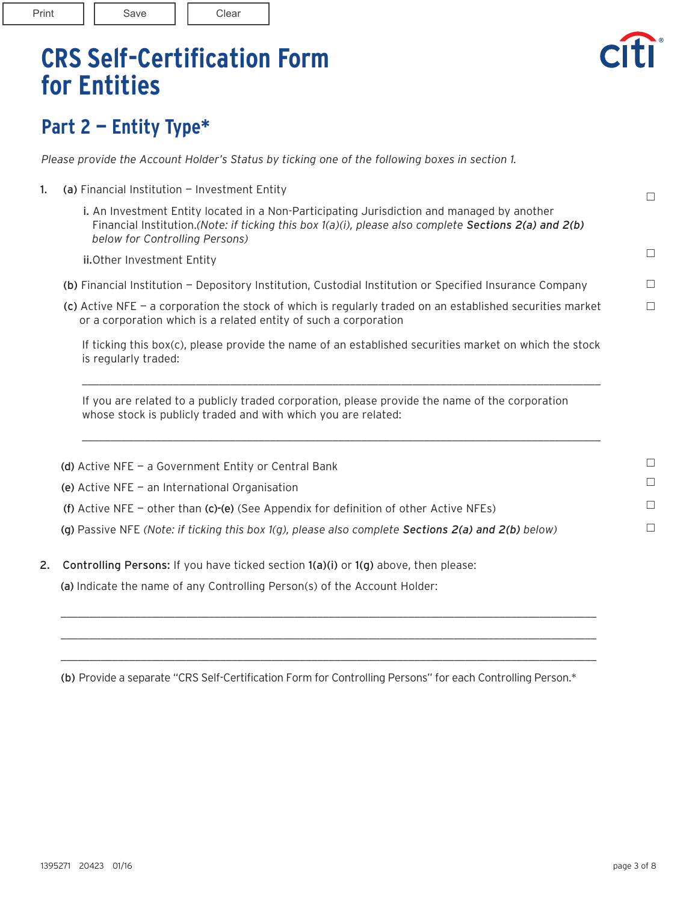# CRS Self-Certification Form for Entities

## Part 2 – Entity Type*

*Please provide the Account Holder's Status by ticking one of the following boxes in section 1.*

1. **(a)** Financial Institution – Investment Entity

   **i.** An Investment Entity located in a Non-Participating Jurisdiction and managed by another Financial Institution.*(Note: if ticking this box 1(a)(i), please also complete **Sections 2(a) and 2(b)** below for Controlling Persons)* ☐

   **ii.** Other Investment Entity ☐

   **(b)** Financial Institution – Depository Institution, Custodial Institution or Specified Insurance Company ☐

   **(c)** Active NFE – a corporation the stock of which is regularly traded on an established securities market or a corporation which is a related entity of such a corporation ☐

   If ticking this box(c), please provide the name of an established securities market on which the stock is regularly traded:

   ______________________________________________________________________________

   If you are related to a publicly traded corporation, please provide the name of the corporation whose stock is publicly traded and with which you are related:

   ______________________________________________________________________________

   **(d)** Active NFE – a Government Entity or Central Bank ☐

   **(e)** Active NFE – an International Organisation ☐

   **(f)** Active NFE – other than **(c)-(e)** (See Appendix for definition of other Active NFEs) ☐

   **(g)** Passive NFE *(Note: if ticking this box 1(g), please also complete **Sections 2(a) and 2(b)** below)* ☐

2. **Controlling Persons:** If you have ticked section **1(a)(i)** or **1(g)** above, then please:

   **(a)** Indicate the name of any Controlling Person(s) of the Account Holder:

   ______________________________________________________________________________

   ______________________________________________________________________________

   ______________________________________________________________________________

   **(b)** Provide a separate "CRS Self-Certification Form for Controlling Persons" for each Controlling Person.*

1395271 20423 01/16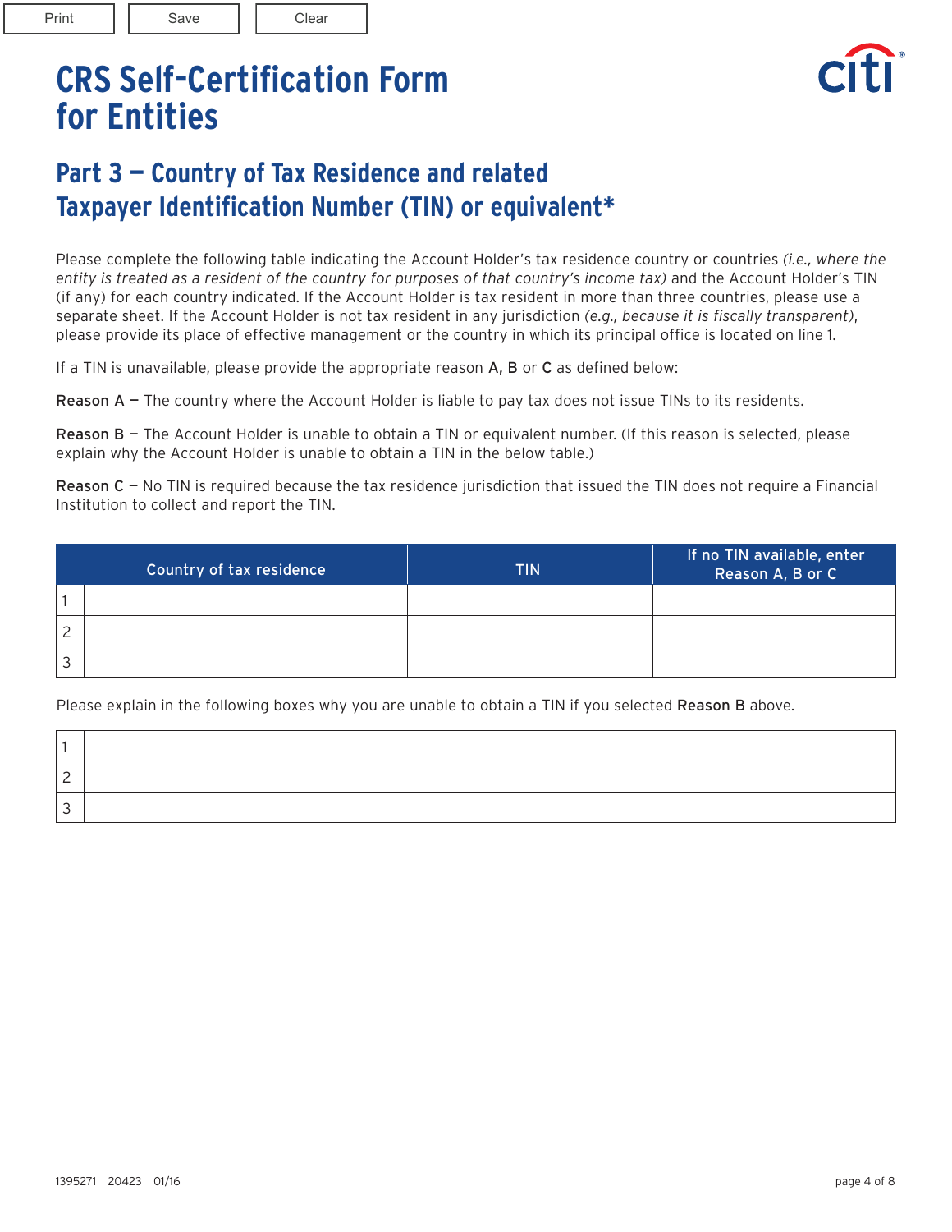# CRS Self-Certification Form for Entities

## Part 3 — Country of Tax Residence and related Taxpayer Identification Number (TIN) or equivalent*

Please complete the following table indicating the Account Holder's tax residence country or countries *(i.e., where the entity is treated as a resident of the country for purposes of that country's income tax)* and the Account Holder's TIN (if any) for each country indicated. If the Account Holder is tax resident in more than three countries, please use a separate sheet. If the Account Holder is not tax resident in any jurisdiction *(e.g., because it is fiscally transparent)*, please provide its place of effective management or the country in which its principal office is located on line 1.

If a TIN is unavailable, please provide the appropriate reason **A, B** or **C** as defined below:

**Reason A** — The country where the Account Holder is liable to pay tax does not issue TINs to its residents.

**Reason B** — The Account Holder is unable to obtain a TIN or equivalent number. (If this reason is selected, please explain why the Account Holder is unable to obtain a TIN in the below table.)

**Reason C** — No TIN is required because the tax residence jurisdiction that issued the TIN does not require a Financial Institution to collect and report the TIN.

| | Country of tax residence | TIN | If no TIN available, enter Reason A, B or C |
|---|---|---|---|
| 1 | | | |
| 2 | | | |
| 3 | | | |

Please explain in the following boxes why you are unable to obtain a TIN if you selected **Reason B** above.

| | |
|---|---|
| 1 | |
| 2 | |
| 3 | |

1395271 20423 01/16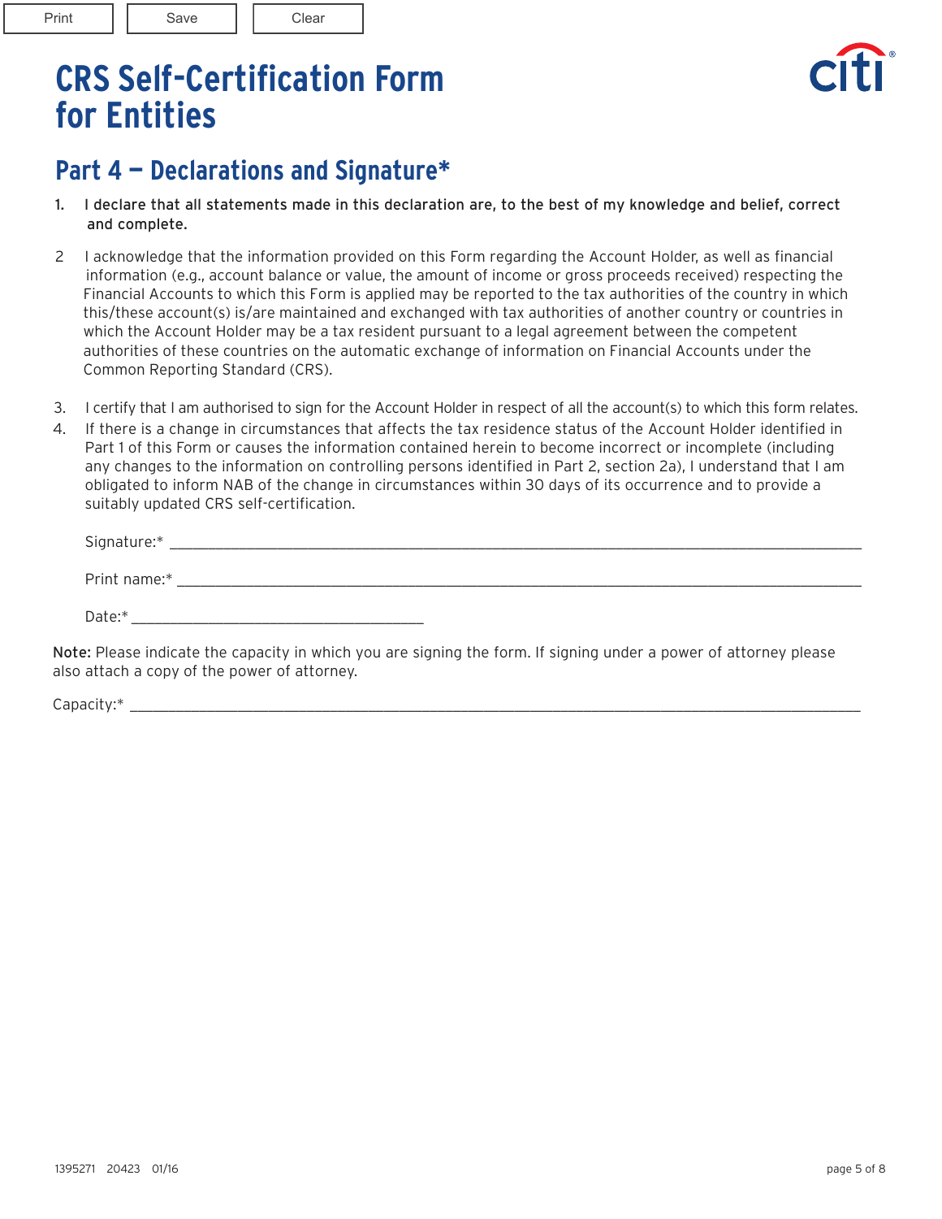# CRS Self-Certification Form for Entities

## Part 4 — Declarations and Signature*

1. **I declare that all statements made in this declaration are, to the best of my knowledge and belief, correct and complete.**

2. I acknowledge that the information provided on this Form regarding the Account Holder, as well as financial information (e.g., account balance or value, the amount of income or gross proceeds received) respecting the Financial Accounts to which this Form is applied may be reported to the tax authorities of the country in which this/these account(s) is/are maintained and exchanged with tax authorities of another country or countries in which the Account Holder may be a tax resident pursuant to a legal agreement between the competent authorities of these countries on the automatic exchange of information on Financial Accounts under the Common Reporting Standard (CRS).

3. I certify that I am authorised to sign for the Account Holder in respect of all the account(s) to which this form relates.

4. If there is a change in circumstances that affects the tax residence status of the Account Holder identified in Part 1 of this Form or causes the information contained herein to become incorrect or incomplete (including any changes to the information on controlling persons identified in Part 2, section 2a), I understand that I am obligated to inform NAB of the change in circumstances within 30 days of its occurrence and to provide a suitably updated CRS self-certification.

Signature:* ______________________________

Print name:* ______________________________

Date:* ______________________________

**Note:** Please indicate the capacity in which you are signing the form. If signing under a power of attorney please also attach a copy of the power of attorney.

Capacity:* ______________________________

1395271 20423 01/16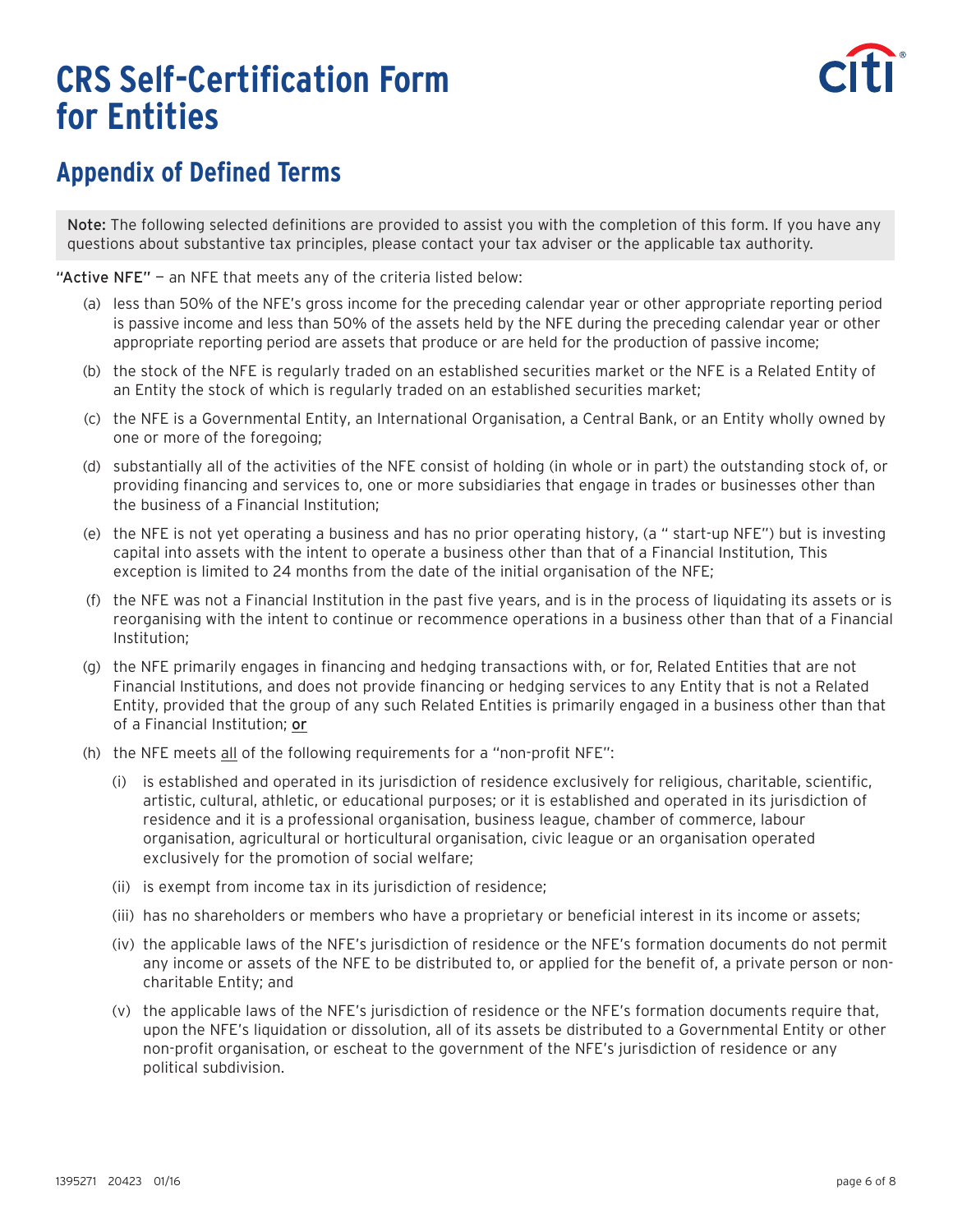# CRS Self-Certification Form for Entities

## Appendix of Defined Terms

**Note:** The following selected definitions are provided to assist you with the completion of this form. If you have any questions about substantive tax principles, please contact your tax adviser or the applicable tax authority.

**"Active NFE"** — an NFE that meets any of the criteria listed below:

(a) less than 50% of the NFE's gross income for the preceding calendar year or other appropriate reporting period is passive income and less than 50% of the assets held by the NFE during the preceding calendar year or other appropriate reporting period are assets that produce or are held for the production of passive income;

(b) the stock of the NFE is regularly traded on an established securities market or the NFE is a Related Entity of an Entity the stock of which is regularly traded on an established securities market;

(c) the NFE is a Governmental Entity, an International Organisation, a Central Bank, or an Entity wholly owned by one or more of the foregoing;

(d) substantially all of the activities of the NFE consist of holding (in whole or in part) the outstanding stock of, or providing financing and services to, one or more subsidiaries that engage in trades or businesses other than the business of a Financial Institution;

(e) the NFE is not yet operating a business and has no prior operating history, (a " start-up NFE") but is investing capital into assets with the intent to operate a business other than that of a Financial Institution, This exception is limited to 24 months from the date of the initial organisation of the NFE;

(f) the NFE was not a Financial Institution in the past five years, and is in the process of liquidating its assets or is reorganising with the intent to continue or recommence operations in a business other than that of a Financial Institution;

(g) the NFE primarily engages in financing and hedging transactions with, or for, Related Entities that are not Financial Institutions, and does not provide financing or hedging services to any Entity that is not a Related Entity, provided that the group of any such Related Entities is primarily engaged in a business other than that of a Financial Institution; <u>or</u>

(h) the NFE meets <u>all</u> of the following requirements for a "non-profit NFE":

  (i) is established and operated in its jurisdiction of residence exclusively for religious, charitable, scientific, artistic, cultural, athletic, or educational purposes; or it is established and operated in its jurisdiction of residence and it is a professional organisation, business league, chamber of commerce, labour organisation, agricultural or horticultural organisation, civic league or an organisation operated exclusively for the promotion of social welfare;

  (ii) is exempt from income tax in its jurisdiction of residence;

  (iii) has no shareholders or members who have a proprietary or beneficial interest in its income or assets;

  (iv) the applicable laws of the NFE's jurisdiction of residence or the NFE's formation documents do not permit any income or assets of the NFE to be distributed to, or applied for the benefit of, a private person or non-charitable Entity; and

  (v) the applicable laws of the NFE's jurisdiction of residence or the NFE's formation documents require that, upon the NFE's liquidation or dissolution, all of its assets be distributed to a Governmental Entity or other non-profit organisation, or escheat to the government of the NFE's jurisdiction of residence or any political subdivision.

1395271 20423 01/16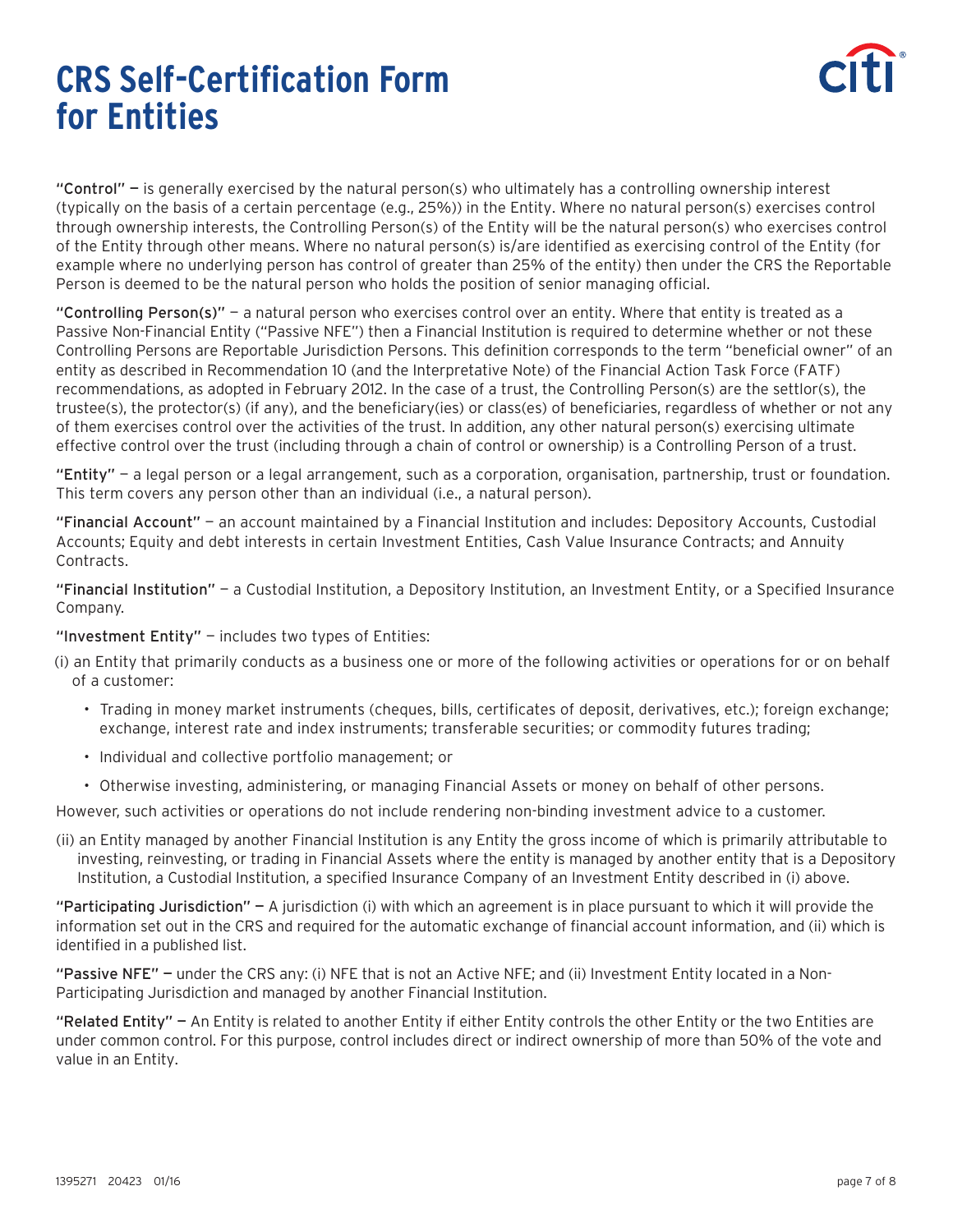# CRS Self-Certification Form for Entities

**"Control"** — is generally exercised by the natural person(s) who ultimately has a controlling ownership interest (typically on the basis of a certain percentage (e.g., 25%)) in the Entity. Where no natural person(s) exercises control through ownership interests, the Controlling Person(s) of the Entity will be the natural person(s) who exercises control of the Entity through other means. Where no natural person(s) is/are identified as exercising control of the Entity (for example where no underlying person has control of greater than 25% of the entity) then under the CRS the Reportable Person is deemed to be the natural person who holds the position of senior managing official.

**"Controlling Person(s)"** — a natural person who exercises control over an entity. Where that entity is treated as a Passive Non-Financial Entity ("Passive NFE") then a Financial Institution is required to determine whether or not these Controlling Persons are Reportable Jurisdiction Persons. This definition corresponds to the term "beneficial owner" of an entity as described in Recommendation 10 (and the Interpretative Note) of the Financial Action Task Force (FATF) recommendations, as adopted in February 2012. In the case of a trust, the Controlling Person(s) are the settlor(s), the trustee(s), the protector(s) (if any), and the beneficiary(ies) or class(es) of beneficiaries, regardless of whether or not any of them exercises control over the activities of the trust. In addition, any other natural person(s) exercising ultimate effective control over the trust (including through a chain of control or ownership) is a Controlling Person of a trust.

**"Entity"** — a legal person or a legal arrangement, such as a corporation, organisation, partnership, trust or foundation. This term covers any person other than an individual (i.e., a natural person).

**"Financial Account"** — an account maintained by a Financial Institution and includes: Depository Accounts, Custodial Accounts; Equity and debt interests in certain Investment Entities, Cash Value Insurance Contracts; and Annuity Contracts.

**"Financial Institution"** — a Custodial Institution, a Depository Institution, an Investment Entity, or a Specified Insurance Company.

**"Investment Entity"** — includes two types of Entities:

(i) an Entity that primarily conducts as a business one or more of the following activities or operations for or on behalf of a customer:

- Trading in money market instruments (cheques, bills, certificates of deposit, derivatives, etc.); foreign exchange; exchange, interest rate and index instruments; transferable securities; or commodity futures trading;
- Individual and collective portfolio management; or
- Otherwise investing, administering, or managing Financial Assets or money on behalf of other persons.

However, such activities or operations do not include rendering non-binding investment advice to a customer.

(ii) an Entity managed by another Financial Institution is any Entity the gross income of which is primarily attributable to investing, reinvesting, or trading in Financial Assets where the entity is managed by another entity that is a Depository Institution, a Custodial Institution, a specified Insurance Company of an Investment Entity described in (i) above.

**"Participating Jurisdiction"** — A jurisdiction (i) with which an agreement is in place pursuant to which it will provide the information set out in the CRS and required for the automatic exchange of financial account information, and (ii) which is identified in a published list.

**"Passive NFE"** — under the CRS any: (i) NFE that is not an Active NFE; and (ii) Investment Entity located in a Non-Participating Jurisdiction and managed by another Financial Institution.

**"Related Entity"** — An Entity is related to another Entity if either Entity controls the other Entity or the two Entities are under common control. For this purpose, control includes direct or indirect ownership of more than 50% of the vote and value in an Entity.

1395271 20423 01/16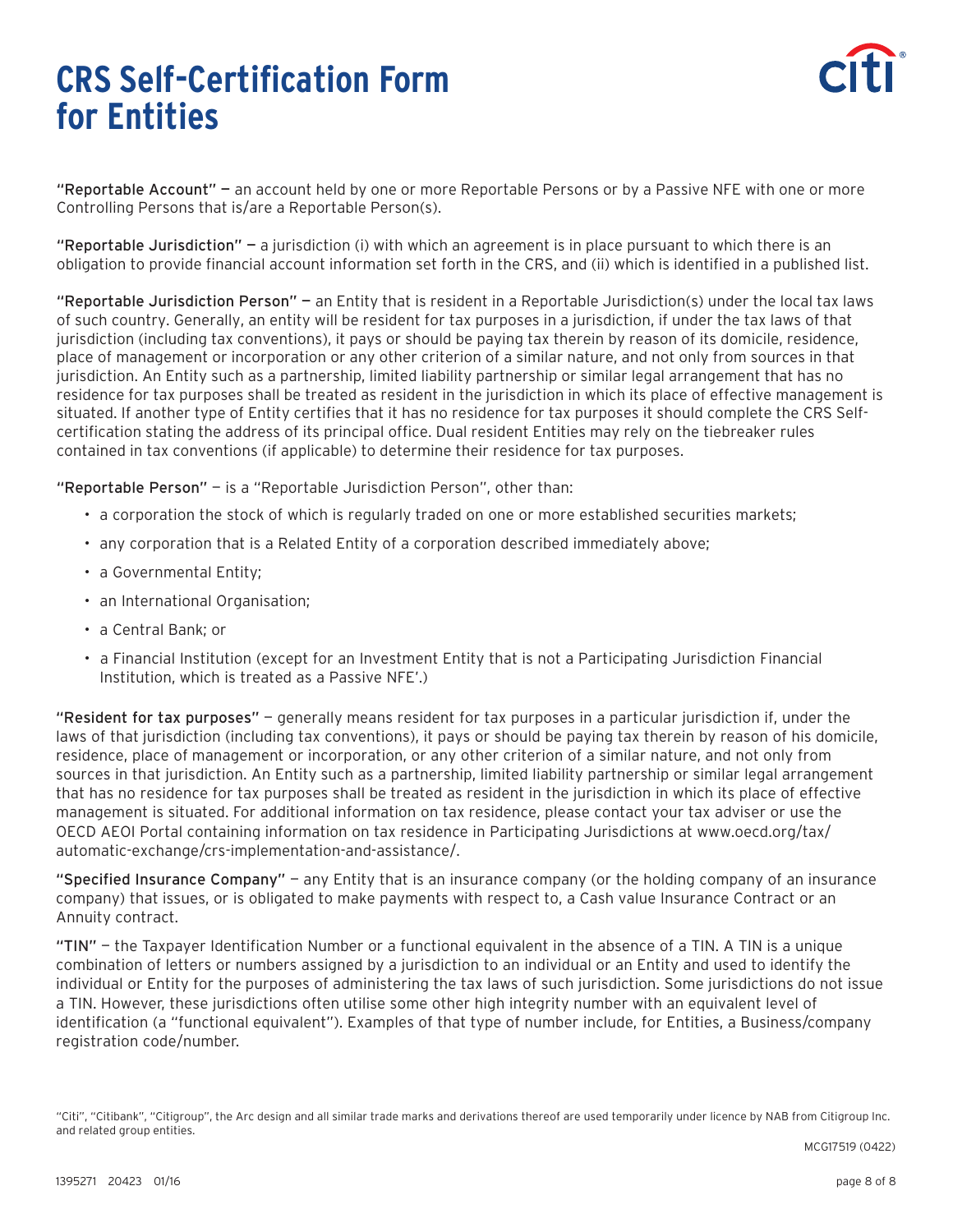# CRS Self-Certification Form for Entities

**"Reportable Account" —** an account held by one or more Reportable Persons or by a Passive NFE with one or more Controlling Persons that is/are a Reportable Person(s).

**"Reportable Jurisdiction" —** a jurisdiction (i) with which an agreement is in place pursuant to which there is an obligation to provide financial account information set forth in the CRS, and (ii) which is identified in a published list.

**"Reportable Jurisdiction Person" —** an Entity that is resident in a Reportable Jurisdiction(s) under the local tax laws of such country. Generally, an entity will be resident for tax purposes in a jurisdiction, if under the tax laws of that jurisdiction (including tax conventions), it pays or should be paying tax therein by reason of its domicile, residence, place of management or incorporation or any other criterion of a similar nature, and not only from sources in that jurisdiction. An Entity such as a partnership, limited liability partnership or similar legal arrangement that has no residence for tax purposes shall be treated as resident in the jurisdiction in which its place of effective management is situated. If another type of Entity certifies that it has no residence for tax purposes it should complete the CRS Self-certification stating the address of its principal office. Dual resident Entities may rely on the tiebreaker rules contained in tax conventions (if applicable) to determine their residence for tax purposes.

**"Reportable Person"** — is a "Reportable Jurisdiction Person", other than:

- a corporation the stock of which is regularly traded on one or more established securities markets;
- any corporation that is a Related Entity of a corporation described immediately above;
- a Governmental Entity;
- an International Organisation;
- a Central Bank; or
- a Financial Institution (except for an Investment Entity that is not a Participating Jurisdiction Financial Institution, which is treated as a Passive NFE'.)

**"Resident for tax purposes"** — generally means resident for tax purposes in a particular jurisdiction if, under the laws of that jurisdiction (including tax conventions), it pays or should be paying tax therein by reason of his domicile, residence, place of management or incorporation, or any other criterion of a similar nature, and not only from sources in that jurisdiction. An Entity such as a partnership, limited liability partnership or similar legal arrangement that has no residence for tax purposes shall be treated as resident in the jurisdiction in which its place of effective management is situated. For additional information on tax residence, please contact your tax adviser or use the OECD AEOI Portal containing information on tax residence in Participating Jurisdictions at www.oecd.org/tax/automatic-exchange/crs-implementation-and-assistance/.

**"Specified Insurance Company"** — any Entity that is an insurance company (or the holding company of an insurance company) that issues, or is obligated to make payments with respect to, a Cash value Insurance Contract or an Annuity contract.

**"TIN"** — the Taxpayer Identification Number or a functional equivalent in the absence of a TIN. A TIN is a unique combination of letters or numbers assigned by a jurisdiction to an individual or an Entity and used to identify the individual or Entity for the purposes of administering the tax laws of such jurisdiction. Some jurisdictions do not issue a TIN. However, these jurisdictions often utilise some other high integrity number with an equivalent level of identification (a "functional equivalent"). Examples of that type of number include, for Entities, a Business/company registration code/number.

"Citi", "Citibank", "Citigroup", the Arc design and all similar trade marks and derivations thereof are used temporarily under licence by NAB from Citigroup Inc. and related group entities.

MCG17519 (0422)

1395271 20423 01/16